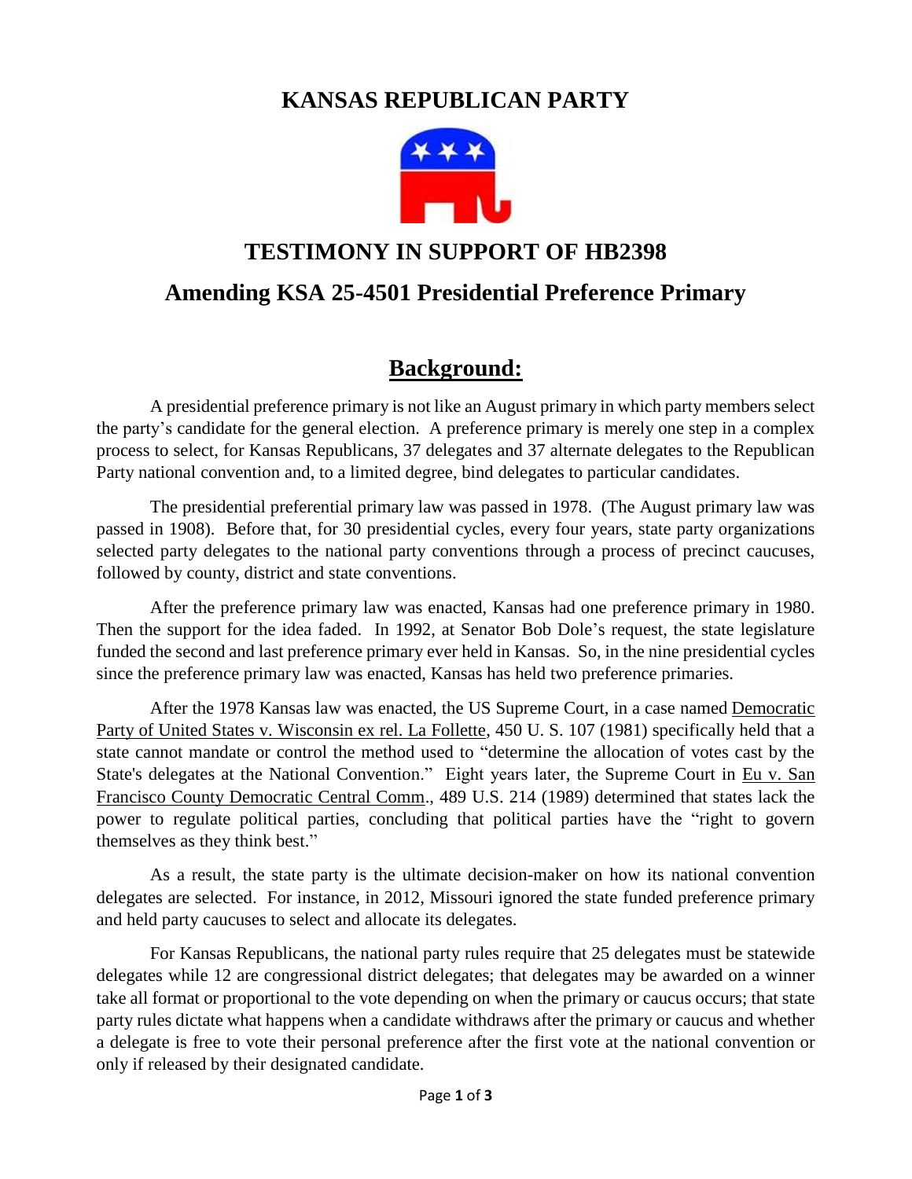# KANSAS REPUBLICAN PARTY

## TESTIMONY IN SUPPORT OF HB2398

## Amending KSA 25-4501 Presidential Preference Primary

## Background:

A presidential preference primary is not like an August primary in which party members select the party's candidate for the general election. A preference primary is merely one step in a complex process to select, for Kansas Republicans, 37 delegates and 37 alternate delegates to the Republican Party national convention and, to a limited degree, bind delegates to particular candidates.

The presidential preferential primary law was passed in 1978. (The August primary law was passed in 1908). Before that, for 30 presidential cycles, every four years, state party organizations selected party delegates to the national party conventions through a process of precinct caucuses, followed by county, district and state conventions.

After the preference primary law was enacted, Kansas had one preference primary in 1980. Then the support for the idea faded. In 1992, at Senator Bob Dole's request, the state legislature funded the second and last preference primary ever held in Kansas. So, in the nine presidential cycles since the preference primary law was enacted, Kansas has held two preference primaries.

After the 1978 Kansas law was enacted, the US Supreme Court, in a case named Democratic Party of United States v. Wisconsin ex rel. La Follette, 450 U. S. 107 (1981) specifically held that a state cannot mandate or control the method used to "determine the allocation of votes cast by the State's delegates at the National Convention." Eight years later, the Supreme Court in Eu v. San Francisco County Democratic Central Comm., 489 U.S. 214 (1989) determined that states lack the power to regulate political parties, concluding that political parties have the "right to govern themselves as they think best."

As a result, the state party is the ultimate decision-maker on how its national convention delegates are selected. For instance, in 2012, Missouri ignored the state funded preference primary and held party caucuses to select and allocate its delegates.

For Kansas Republicans, the national party rules require that 25 delegates must be statewide delegates while 12 are congressional district delegates; that delegates may be awarded on a winner take all format or proportional to the vote depending on when the primary or caucus occurs; that state party rules dictate what happens when a candidate withdraws after the primary or caucus and whether a delegate is free to vote their personal preference after the first vote at the national convention or only if released by their designated candidate.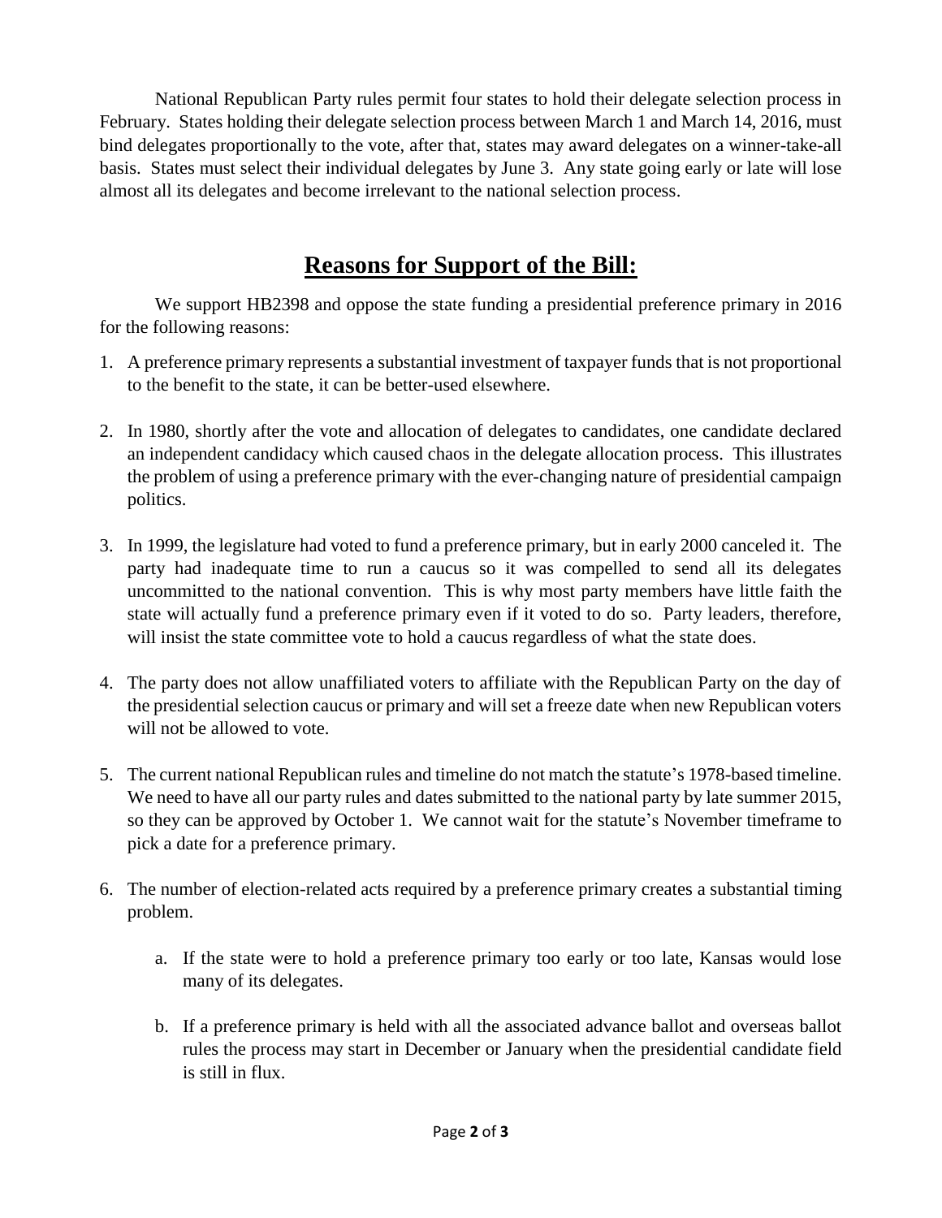National Republican Party rules permit four states to hold their delegate selection process in February. States holding their delegate selection process between March 1 and March 14, 2016, must bind delegates proportionally to the vote, after that, states may award delegates on a winner-take-all basis. States must select their individual delegates by June 3. Any state going early or late will lose almost all its delegates and become irrelevant to the national selection process.

## **Reasons for Support of the Bill:**

We support HB2398 and oppose the state funding a presidential preference primary in 2016 for the following reasons:

1. A preference primary represents a substantial investment of taxpayer funds that is not proportional to the benefit to the state, it can be better-used elsewhere.
2. In 1980, shortly after the vote and allocation of delegates to candidates, one candidate declared an independent candidacy which caused chaos in the delegate allocation process. This illustrates the problem of using a preference primary with the ever-changing nature of presidential campaign politics.
3. In 1999, the legislature had voted to fund a preference primary, but in early 2000 canceled it. The party had inadequate time to run a caucus so it was compelled to send all its delegates uncommitted to the national convention. This is why most party members have little faith the state will actually fund a preference primary even if it voted to do so. Party leaders, therefore, will insist the state committee vote to hold a caucus regardless of what the state does.
4. The party does not allow unaffiliated voters to affiliate with the Republican Party on the day of the presidential selection caucus or primary and will set a freeze date when new Republican voters will not be allowed to vote.
5. The current national Republican rules and timeline do not match the statute's 1978-based timeline. We need to have all our party rules and dates submitted to the national party by late summer 2015, so they can be approved by October 1. We cannot wait for the statute's November timeframe to pick a date for a preference primary.
6. The number of election-related acts required by a preference primary creates a substantial timing problem.
   a. If the state were to hold a preference primary too early or too late, Kansas would lose many of its delegates.
   b. If a preference primary is held with all the associated advance ballot and overseas ballot rules the process may start in December or January when the presidential candidate field is still in flux.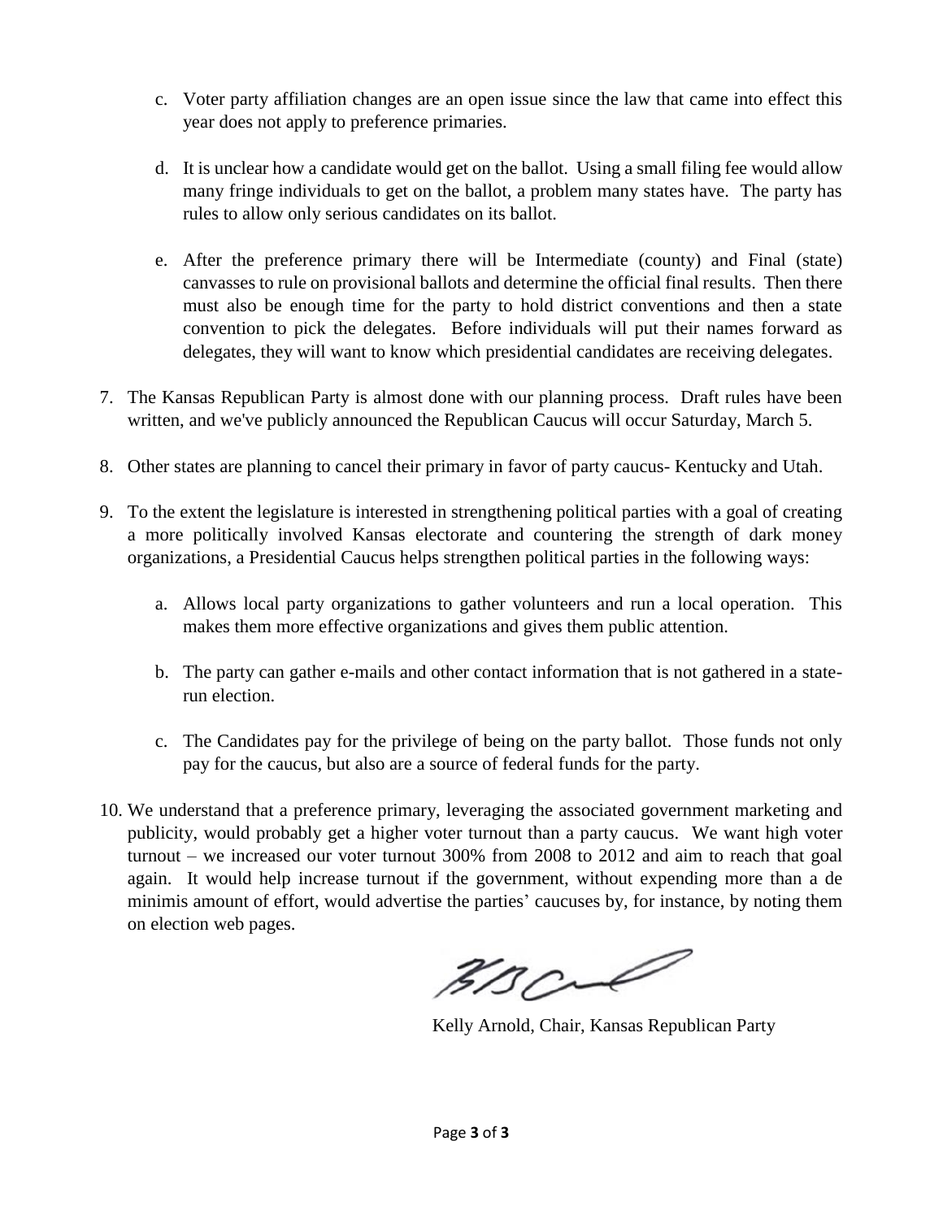c. Voter party affiliation changes are an open issue since the law that came into effect this year does not apply to preference primaries.

   d. It is unclear how a candidate would get on the ballot. Using a small filing fee would allow many fringe individuals to get on the ballot, a problem many states have. The party has rules to allow only serious candidates on its ballot.

   e. After the preference primary there will be Intermediate (county) and Final (state) canvasses to rule on provisional ballots and determine the official final results. Then there must also be enough time for the party to hold district conventions and then a state convention to pick the delegates. Before individuals will put their names forward as delegates, they will want to know which presidential candidates are receiving delegates.

7. The Kansas Republican Party is almost done with our planning process. Draft rules have been written, and we've publicly announced the Republican Caucus will occur Saturday, March 5.

8. Other states are planning to cancel their primary in favor of party caucus- Kentucky and Utah.

9. To the extent the legislature is interested in strengthening political parties with a goal of creating a more politically involved Kansas electorate and countering the strength of dark money organizations, a Presidential Caucus helps strengthen political parties in the following ways:

   a. Allows local party organizations to gather volunteers and run a local operation. This makes them more effective organizations and gives them public attention.

   b. The party can gather e-mails and other contact information that is not gathered in a state-run election.

   c. The Candidates pay for the privilege of being on the party ballot. Those funds not only pay for the caucus, but also are a source of federal funds for the party.

10. We understand that a preference primary, leveraging the associated government marketing and publicity, would probably get a higher voter turnout than a party caucus. We want high voter turnout – we increased our voter turnout 300% from 2008 to 2012 and aim to reach that goal again. It would help increase turnout if the government, without expending more than a de minimis amount of effort, would advertise the parties' caucuses by, for instance, by noting them on election web pages.

Kelly Arnold, Chair, Kansas Republican Party